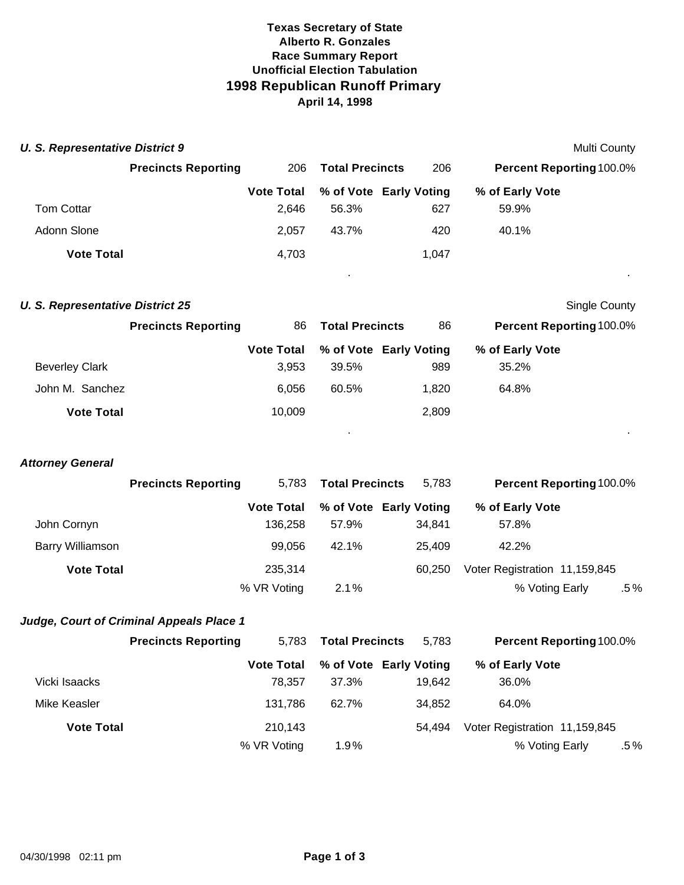**Texas Secretary of State**
**Alberto R. Gonzales**
**Race Summary Report**
**Unofficial Election Tabulation**

# 1998 Republican Runoff Primary

**April 14, 1998**

### *U. S. Representative District 9*

Multi County

**Precincts Reporting** 206 **Total Precincts** 206 **Percent Reporting** 100.0%

| | Vote Total | % of Vote | Early Voting | % of Early Vote |
|---|---|---|---|---|
| Tom Cottar | 2,646 | 56.3% | 627 | 59.9% |
| Adonn Slone | 2,057 | 43.7% | 420 | 40.1% |
| **Vote Total** | 4,703 | | 1,047 | |

### *U. S. Representative District 25*

Single County

**Precincts Reporting** 86 **Total Precincts** 86 **Percent Reporting** 100.0%

| | Vote Total | % of Vote | Early Voting | % of Early Vote |
|---|---|---|---|---|
| Beverley Clark | 3,953 | 39.5% | 989 | 35.2% |
| John M. Sanchez | 6,056 | 60.5% | 1,820 | 64.8% |
| **Vote Total** | 10,009 | | 2,809 | |

### *Attorney General*

**Precincts Reporting** 5,783 **Total Precincts** 5,783 **Percent Reporting** 100.0%

| | Vote Total | % of Vote | Early Voting | % of Early Vote |
|---|---|---|---|---|
| John Cornyn | 136,258 | 57.9% | 34,841 | 57.8% |
| Barry Williamson | 99,056 | 42.1% | 25,409 | 42.2% |
| **Vote Total** | 235,314 | | 60,250 | Voter Registration 11,159,845 |
| | % VR Voting | 2.1% | | % Voting Early .5% |

### *Judge, Court of Criminal Appeals Place 1*

**Precincts Reporting** 5,783 **Total Precincts** 5,783 **Percent Reporting** 100.0%

| | Vote Total | % of Vote | Early Voting | % of Early Vote |
|---|---|---|---|---|
| Vicki Isaacks | 78,357 | 37.3% | 19,642 | 36.0% |
| Mike Keasler | 131,786 | 62.7% | 34,852 | 64.0% |
| **Vote Total** | 210,143 | | 54,494 | Voter Registration 11,159,845 |
| | % VR Voting | 1.9% | | % Voting Early .5% |

04/30/1998 02:11 pm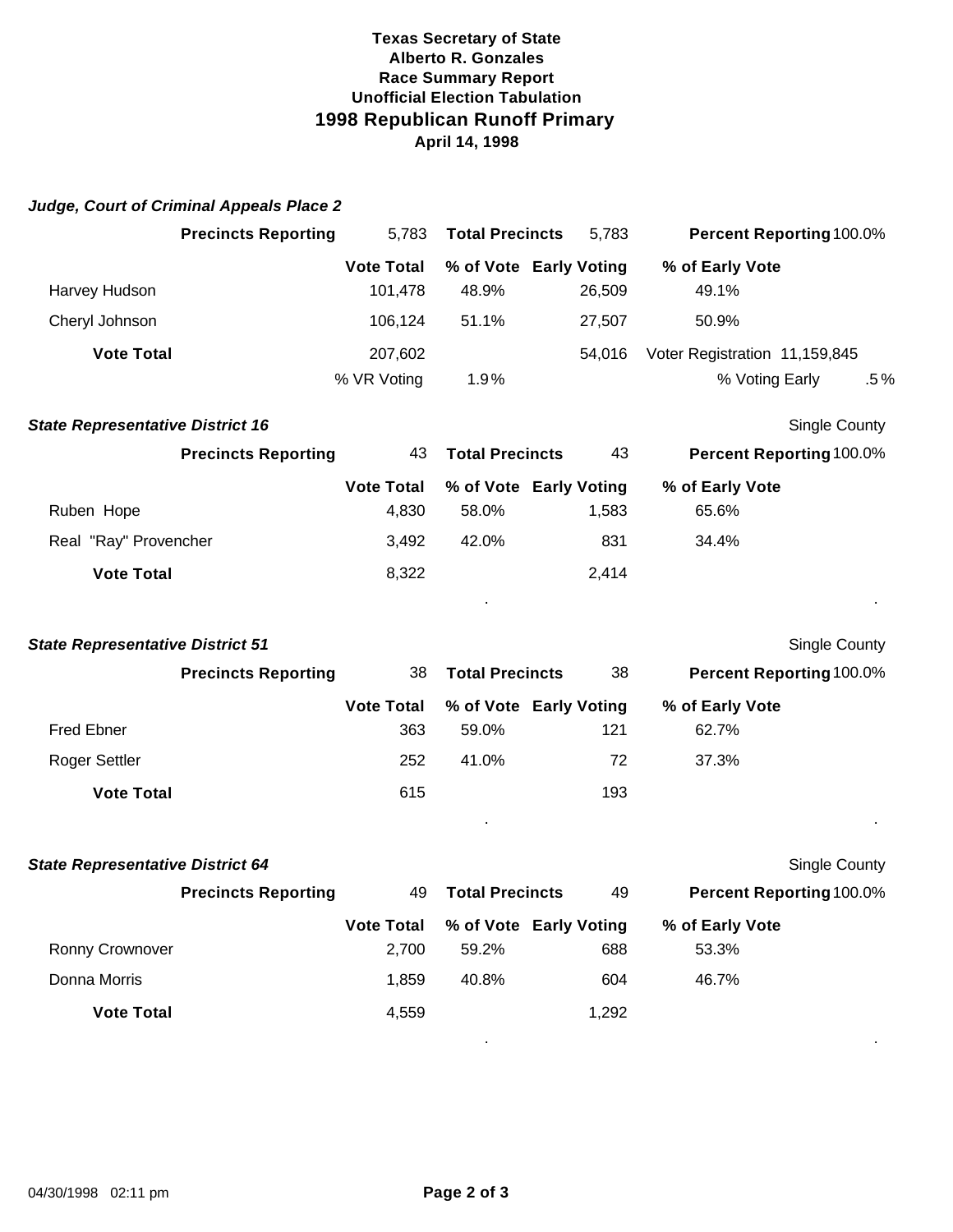**Texas Secretary of State**
**Alberto R. Gonzales**
**Race Summary Report**
**Unofficial Election Tabulation**
## 1998 Republican Runoff Primary
**April 14, 1998**

### *Judge, Court of Criminal Appeals Place 2*

**Precincts Reporting** 5,783 **Total Precincts** 5,783 **Percent Reporting** 100.0%

| | Vote Total | % of Vote | Early Voting | % of Early Vote |
|---|---|---|---|---|
| Harvey Hudson | 101,478 | 48.9% | 26,509 | 49.1% |
| Cheryl Johnson | 106,124 | 51.1% | 27,507 | 50.9% |
| **Vote Total** | 207,602 | | 54,016 | Voter Registration 11,159,845 |
| | % VR Voting | 1.9% | | % Voting Early .5% |

### *State Representative District 16*

Single County

**Precincts Reporting** 43 **Total Precincts** 43 **Percent Reporting** 100.0%

| | Vote Total | % of Vote | Early Voting | % of Early Vote |
|---|---|---|---|---|
| Ruben Hope | 4,830 | 58.0% | 1,583 | 65.6% |
| Real "Ray" Provencher | 3,492 | 42.0% | 831 | 34.4% |
| **Vote Total** | 8,322 | | 2,414 | |

### *State Representative District 51*

Single County

**Precincts Reporting** 38 **Total Precincts** 38 **Percent Reporting** 100.0%

| | Vote Total | % of Vote | Early Voting | % of Early Vote |
|---|---|---|---|---|
| Fred Ebner | 363 | 59.0% | 121 | 62.7% |
| Roger Settler | 252 | 41.0% | 72 | 37.3% |
| **Vote Total** | 615 | | 193 | |

### *State Representative District 64*

Single County

**Precincts Reporting** 49 **Total Precincts** 49 **Percent Reporting** 100.0%

| | Vote Total | % of Vote | Early Voting | % of Early Vote |
|---|---|---|---|---|
| Ronny Crownover | 2,700 | 59.2% | 688 | 53.3% |
| Donna Morris | 1,859 | 40.8% | 604 | 46.7% |
| **Vote Total** | 4,559 | | 1,292 | |

04/30/1998 02:11 pm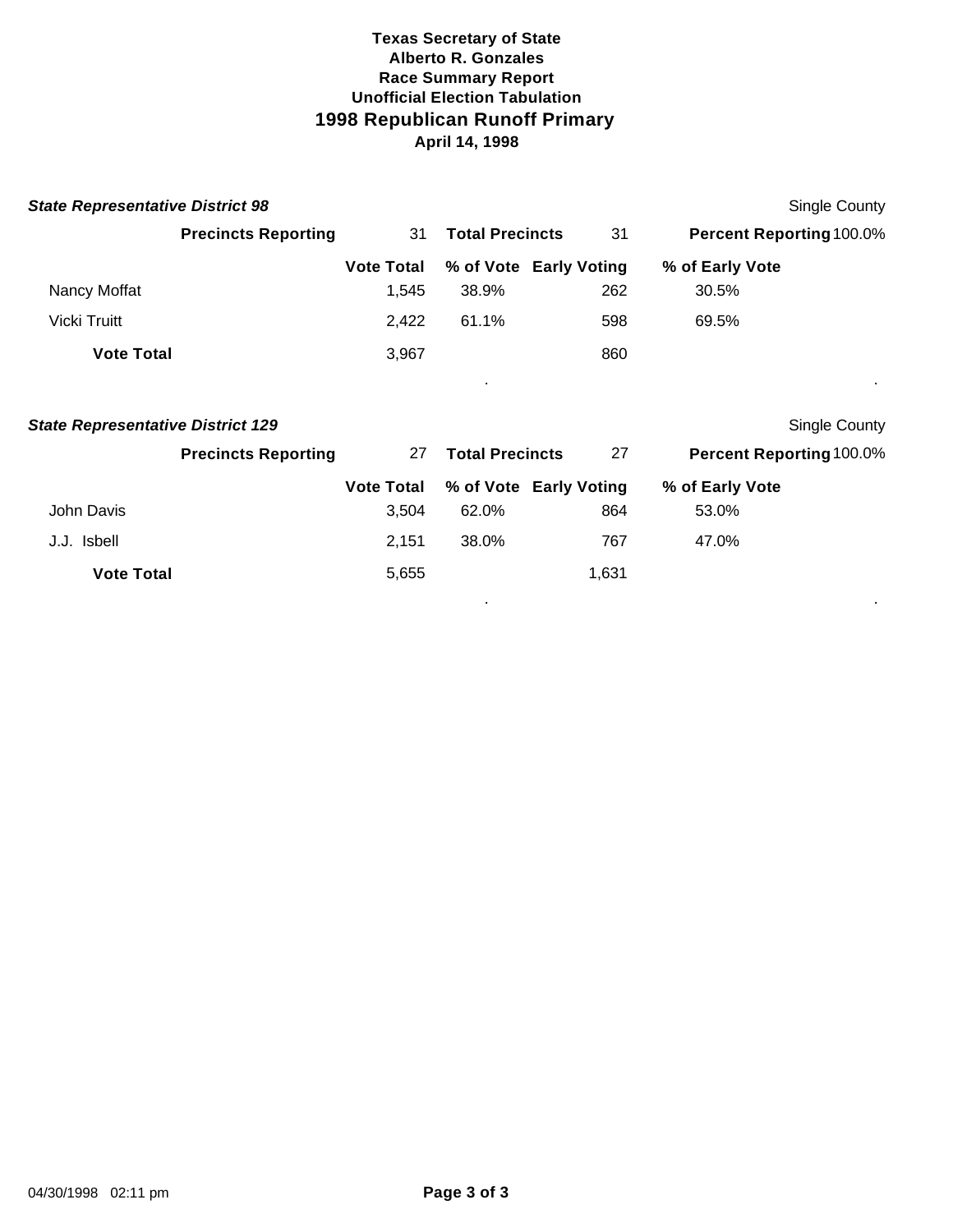**Texas Secretary of State**
**Alberto R. Gonzales**
**Race Summary Report**
**Unofficial Election Tabulation**

# 1998 Republican Runoff Primary

**April 14, 1998**

### *State Representative District 98*

Single County

**Precincts Reporting** 31 **Total Precincts** 31 **Percent Reporting** 100.0%

| | Vote Total | % of Vote | Early Voting | % of Early Vote |
|---|---|---|---|---|
| Nancy Moffat | 1,545 | 38.9% | 262 | 30.5% |
| Vicki Truitt | 2,422 | 61.1% | 598 | 69.5% |
| **Vote Total** | 3,967 | | 860 | |

### *State Representative District 129*

Single County

**Precincts Reporting** 27 **Total Precincts** 27 **Percent Reporting** 100.0%

| | Vote Total | % of Vote | Early Voting | % of Early Vote |
|---|---|---|---|---|
| John Davis | 3,504 | 62.0% | 864 | 53.0% |
| J.J. Isbell | 2,151 | 38.0% | 767 | 47.0% |
| **Vote Total** | 5,655 | | 1,631 | |

04/30/1998 02:11 pm